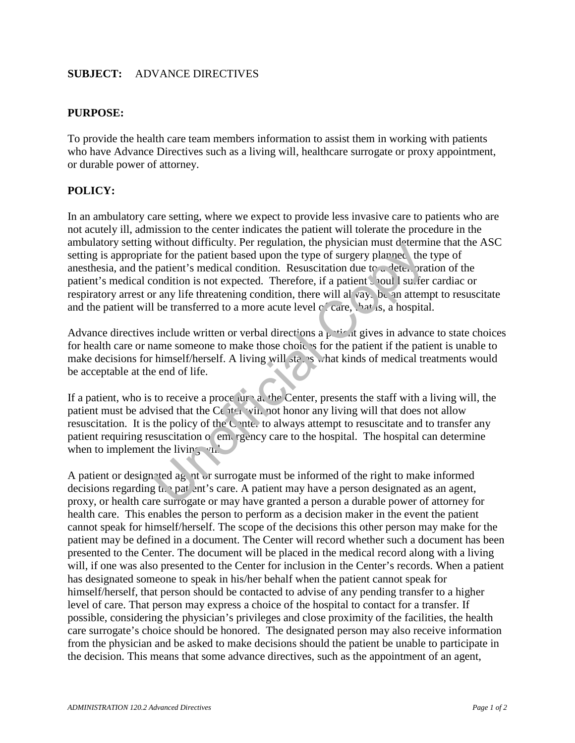**SUBJECT:** ADVANCE DIRECTIVES

**PURPOSE:**

To provide the health care team members information to assist them in working with patients who have Advance Directives such as a living will, healthcare surrogate or proxy appointment, or durable power of attorney.

**POLICY:**

In an ambulatory care setting, where we expect to provide less invasive care to patients who are not acutely ill, admission to the center indicates the patient will tolerate the procedure in the ambulatory setting without difficulty. Per regulation, the physician must determine that the ASC setting is appropriate for the patient based upon the type of surgery planned, the type of anesthesia, and the patient's medical condition. Resuscitation due to a deterioration of the patient's medical condition is not expected. Therefore, if a patient should suffer cardiac or respiratory arrest or any life threatening condition, there will always be an attempt to resuscitate and the patient will be transferred to a more acute level of care, that is, a hospital.

Advance directives include written or verbal directions a patient gives in advance to state choices for health care or name someone to make those choices for the patient if the patient is unable to make decisions for himself/herself. A living will states what kinds of medical treatments would be acceptable at the end of life.

If a patient, who is to receive a procedure at the Center, presents the staff with a living will, the patient must be advised that the Center will not honor any living will that does not allow resuscitation. It is the policy of the Center to always attempt to resuscitate and to transfer any patient requiring resuscitation or emergency care to the hospital. The hospital can determine when to implement the living will.

A patient or designated agent or surrogate must be informed of the right to make informed decisions regarding the patient's care. A patient may have a person designated as an agent, proxy, or health care surrogate or may have granted a person a durable power of attorney for health care. This enables the person to perform as a decision maker in the event the patient cannot speak for himself/herself. The scope of the decisions this other person may make for the patient may be defined in a document. The Center will record whether such a document has been presented to the Center. The document will be placed in the medical record along with a living will, if one was also presented to the Center for inclusion in the Center's records. When a patient has designated someone to speak in his/her behalf when the patient cannot speak for himself/herself, that person should be contacted to advise of any pending transfer to a higher level of care. That person may express a choice of the hospital to contact for a transfer. If possible, considering the physician's privileges and close proximity of the facilities, the health care surrogate's choice should be honored. The designated person may also receive information from the physician and be asked to make decisions should the patient be unable to participate in the decision. This means that some advance directives, such as the appointment of an agent,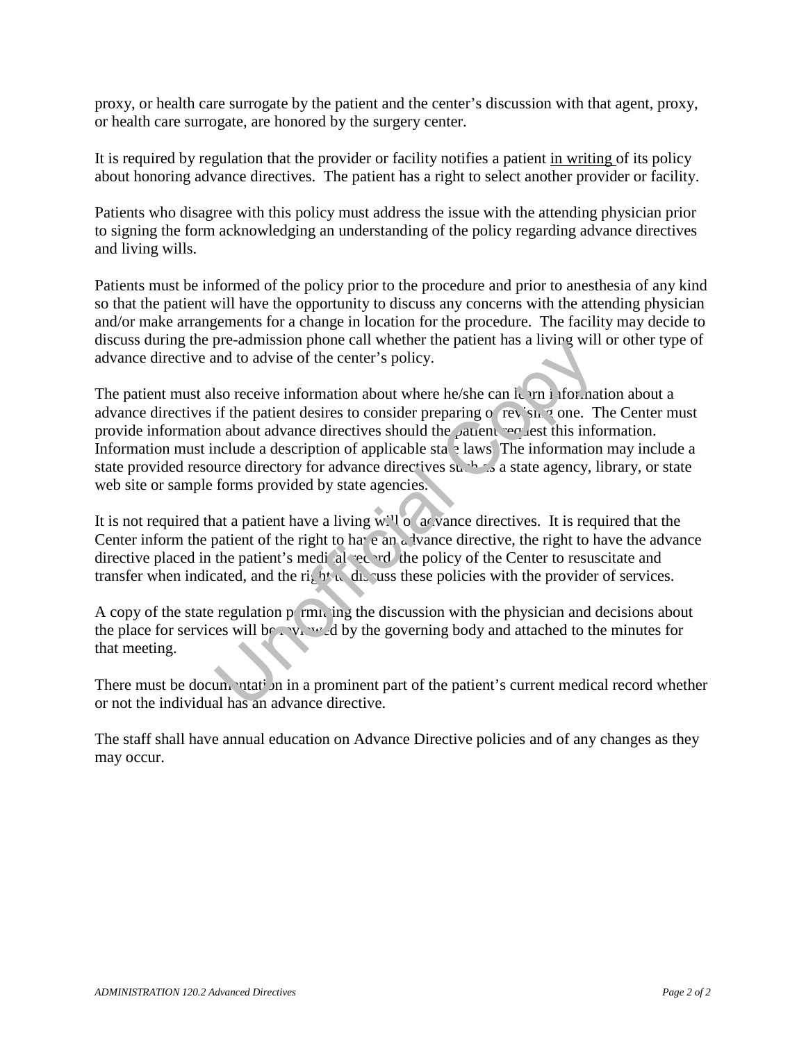proxy, or health care surrogate by the patient and the center's discussion with that agent, proxy, or health care surrogate, are honored by the surgery center.

It is required by regulation that the provider or facility notifies a patient <u>in writing</u> of its policy about honoring advance directives. The patient has a right to select another provider or facility.

Patients who disagree with this policy must address the issue with the attending physician prior to signing the form acknowledging an understanding of the policy regarding advance directives and living wills.

Patients must be informed of the policy prior to the procedure and prior to anesthesia of any kind so that the patient will have the opportunity to discuss any concerns with the attending physician and/or make arrangements for a change in location for the procedure. The facility may decide to discuss during the pre-admission phone call whether the patient has a living will or other type of advance directive and to advise of the center's policy.

The patient must also receive information about where he/she can learn information about a advance directives if the patient desires to consider preparing or revising one. The Center must provide information about advance directives should the patient request this information. Information must include a description of applicable state laws. The information may include a state provided resource directory for advance directives such as a state agency, library, or state web site or sample forms provided by state agencies.

It is not required that a patient have a living will or advance directives. It is required that the Center inform the patient of the right to have an advance directive, the right to have the advance directive placed in the patient's medical record, the policy of the Center to resuscitate and transfer when indicated, and the right to discuss these policies with the provider of services.

A copy of the state regulation permitting the discussion with the physician and decisions about the place for services will be reviewed by the governing body and attached to the minutes for that meeting.

There must be documentation in a prominent part of the patient's current medical record whether or not the individual has an advance directive.

The staff shall have annual education on Advance Directive policies and of any changes as they may occur.